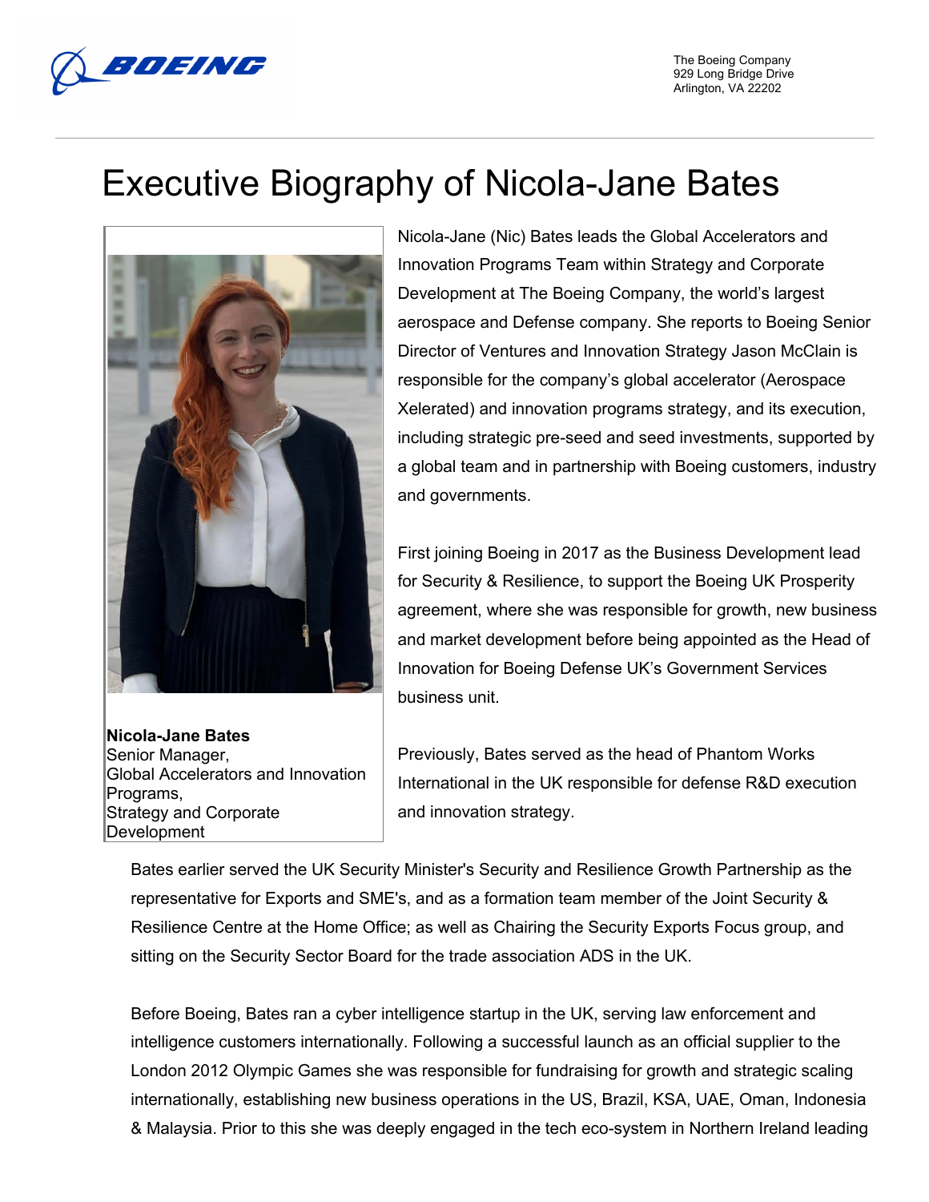The Boeing Company
929 Long Bridge Drive
Arlington, VA 22202

# Executive Biography of Nicola-Jane Bates

**Nicola-Jane Bates**
Senior Manager,
Global Accelerators and Innovation Programs,
Strategy and Corporate Development

Nicola-Jane (Nic) Bates leads the Global Accelerators and Innovation Programs Team within Strategy and Corporate Development at The Boeing Company, the world's largest aerospace and Defense company. She reports to Boeing Senior Director of Ventures and Innovation Strategy Jason McClain is responsible for the company's global accelerator (Aerospace Xelerated) and innovation programs strategy, and its execution, including strategic pre-seed and seed investments, supported by a global team and in partnership with Boeing customers, industry and governments.

First joining Boeing in 2017 as the Business Development lead for Security & Resilience, to support the Boeing UK Prosperity agreement, where she was responsible for growth, new business and market development before being appointed as the Head of Innovation for Boeing Defense UK's Government Services business unit.

Previously, Bates served as the head of Phantom Works International in the UK responsible for defense R&D execution and innovation strategy.

Bates earlier served the UK Security Minister's Security and Resilience Growth Partnership as the representative for Exports and SME's, and as a formation team member of the Joint Security & Resilience Centre at the Home Office; as well as Chairing the Security Exports Focus group, and sitting on the Security Sector Board for the trade association ADS in the UK.

Before Boeing, Bates ran a cyber intelligence startup in the UK, serving law enforcement and intelligence customers internationally. Following a successful launch as an official supplier to the London 2012 Olympic Games she was responsible for fundraising for growth and strategic scaling internationally, establishing new business operations in the US, Brazil, KSA, UAE, Oman, Indonesia & Malaysia. Prior to this she was deeply engaged in the tech eco-system in Northern Ireland leading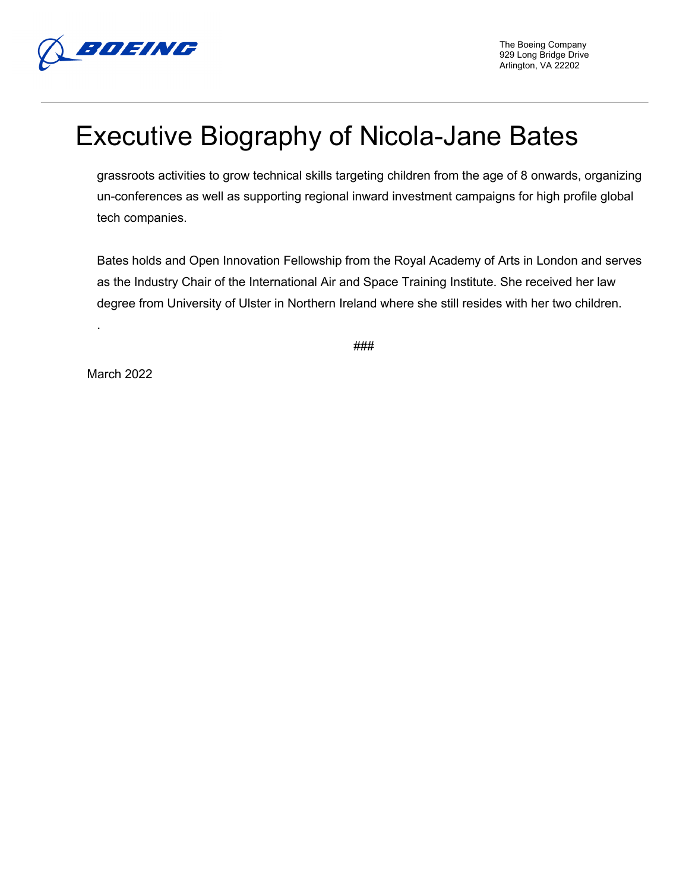# Executive Biography of Nicola-Jane Bates

grassroots activities to grow technical skills targeting children from the age of 8 onwards, organizing un-conferences as well as supporting regional inward investment campaigns for high profile global tech companies.

Bates holds and Open Innovation Fellowship from the Royal Academy of Arts in London and serves as the Industry Chair of the International Air and Space Training Institute. She received her law degree from University of Ulster in Northern Ireland where she still resides with her two children.

.

###

March 2022